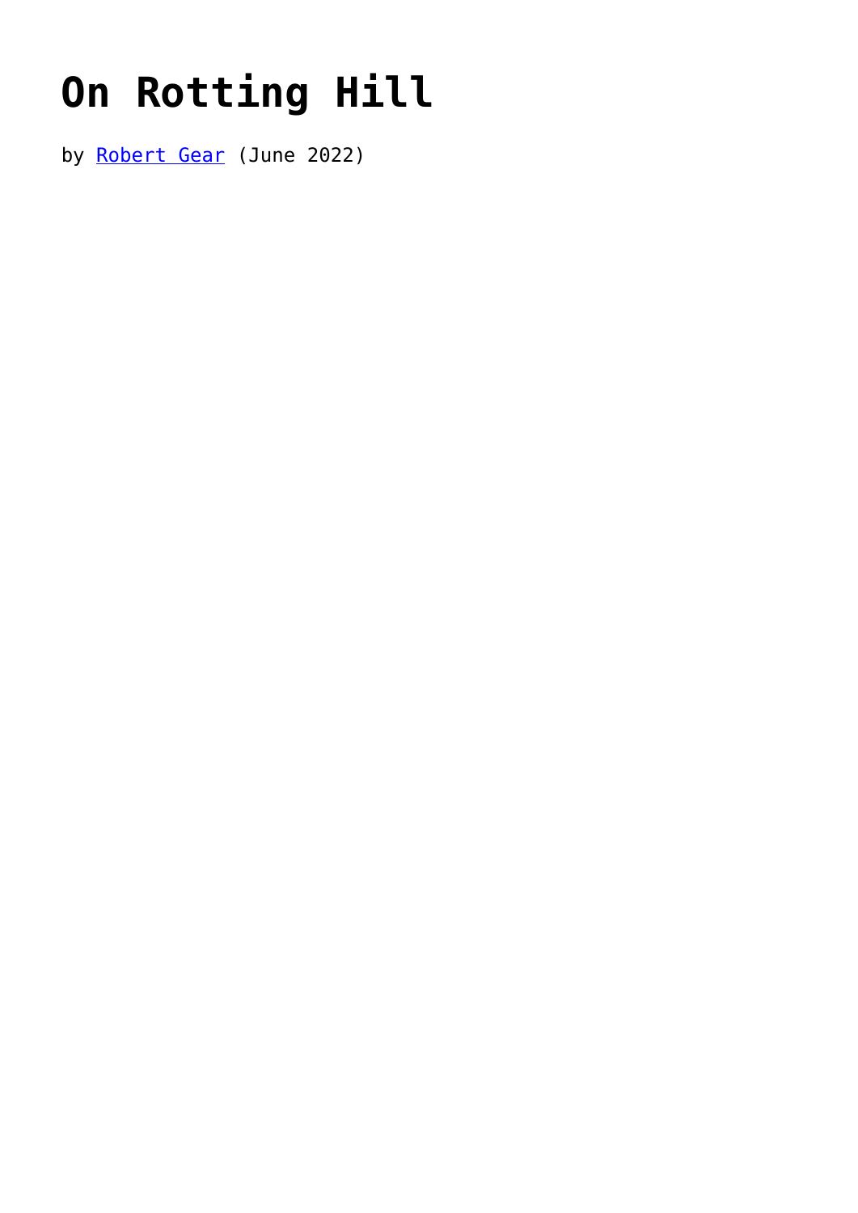# On Rotting Hill

by [Robert Gear](#) (June 2022)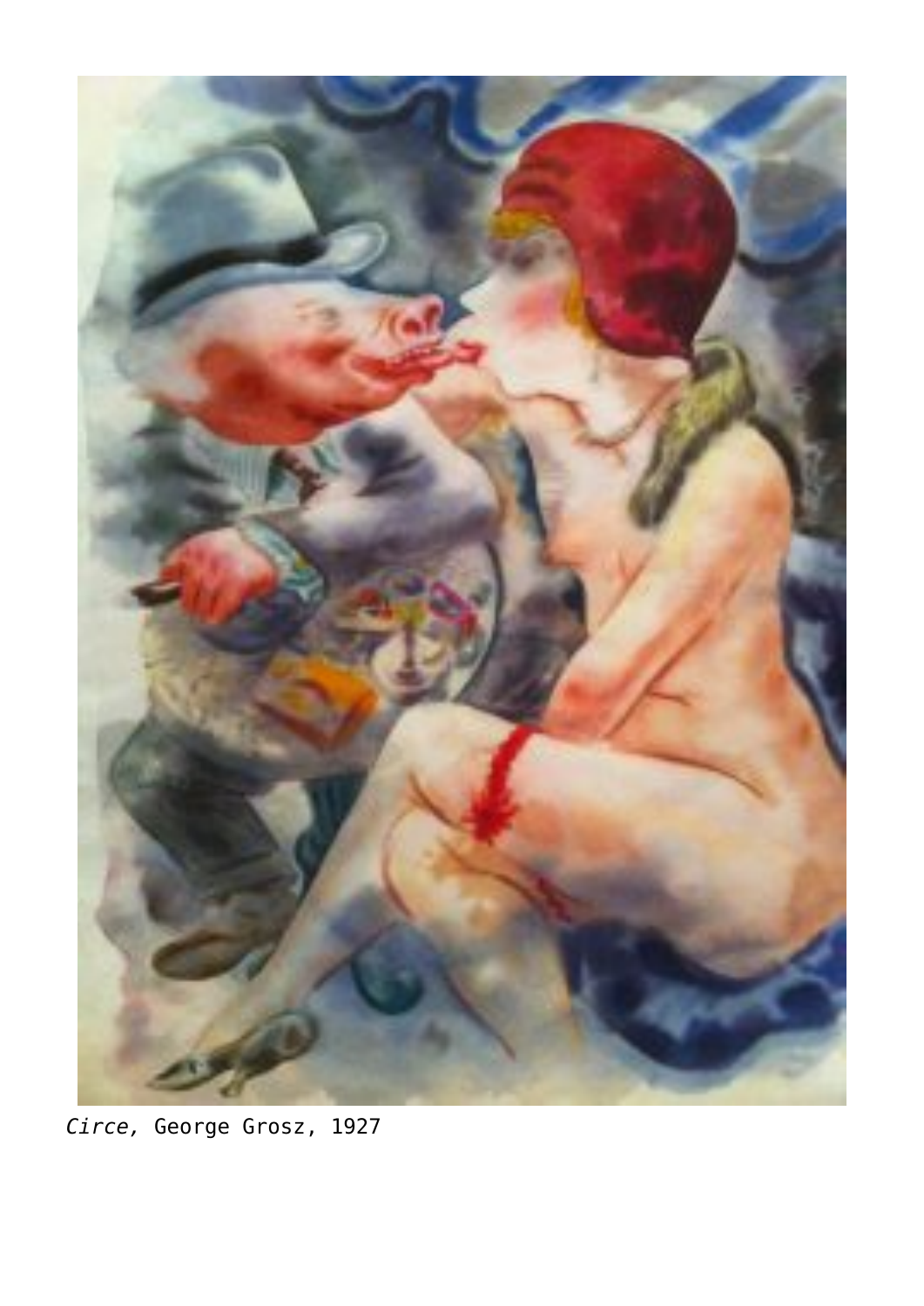*Circe,* George Grosz, 1927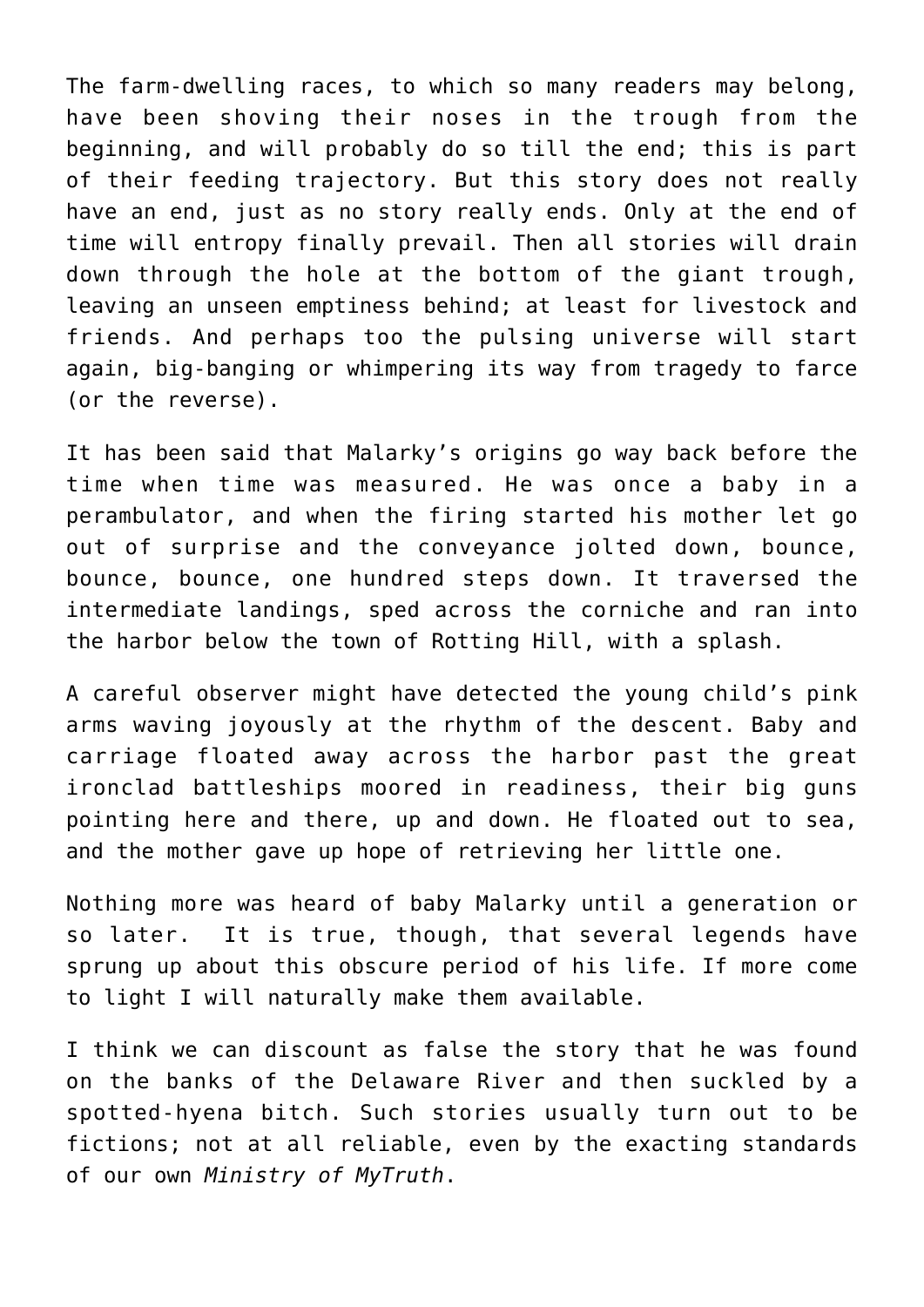The farm-dwelling races, to which so many readers may belong, have been shoving their noses in the trough from the beginning, and will probably do so till the end; this is part of their feeding trajectory. But this story does not really have an end, just as no story really ends. Only at the end of time will entropy finally prevail. Then all stories will drain down through the hole at the bottom of the giant trough, leaving an unseen emptiness behind; at least for livestock and friends. And perhaps too the pulsing universe will start again, big-banging or whimpering its way from tragedy to farce (or the reverse).

It has been said that Malarky's origins go way back before the time when time was measured. He was once a baby in a perambulator, and when the firing started his mother let go out of surprise and the conveyance jolted down, bounce, bounce, bounce, one hundred steps down. It traversed the intermediate landings, sped across the corniche and ran into the harbor below the town of Rotting Hill, with a splash.

A careful observer might have detected the young child's pink arms waving joyously at the rhythm of the descent. Baby and carriage floated away across the harbor past the great ironclad battleships moored in readiness, their big guns pointing here and there, up and down. He floated out to sea, and the mother gave up hope of retrieving her little one.

Nothing more was heard of baby Malarky until a generation or so later. It is true, though, that several legends have sprung up about this obscure period of his life. If more come to light I will naturally make them available.

I think we can discount as false the story that he was found on the banks of the Delaware River and then suckled by a spotted-hyena bitch. Such stories usually turn out to be fictions; not at all reliable, even by the exacting standards of our own *Ministry of MyTruth*.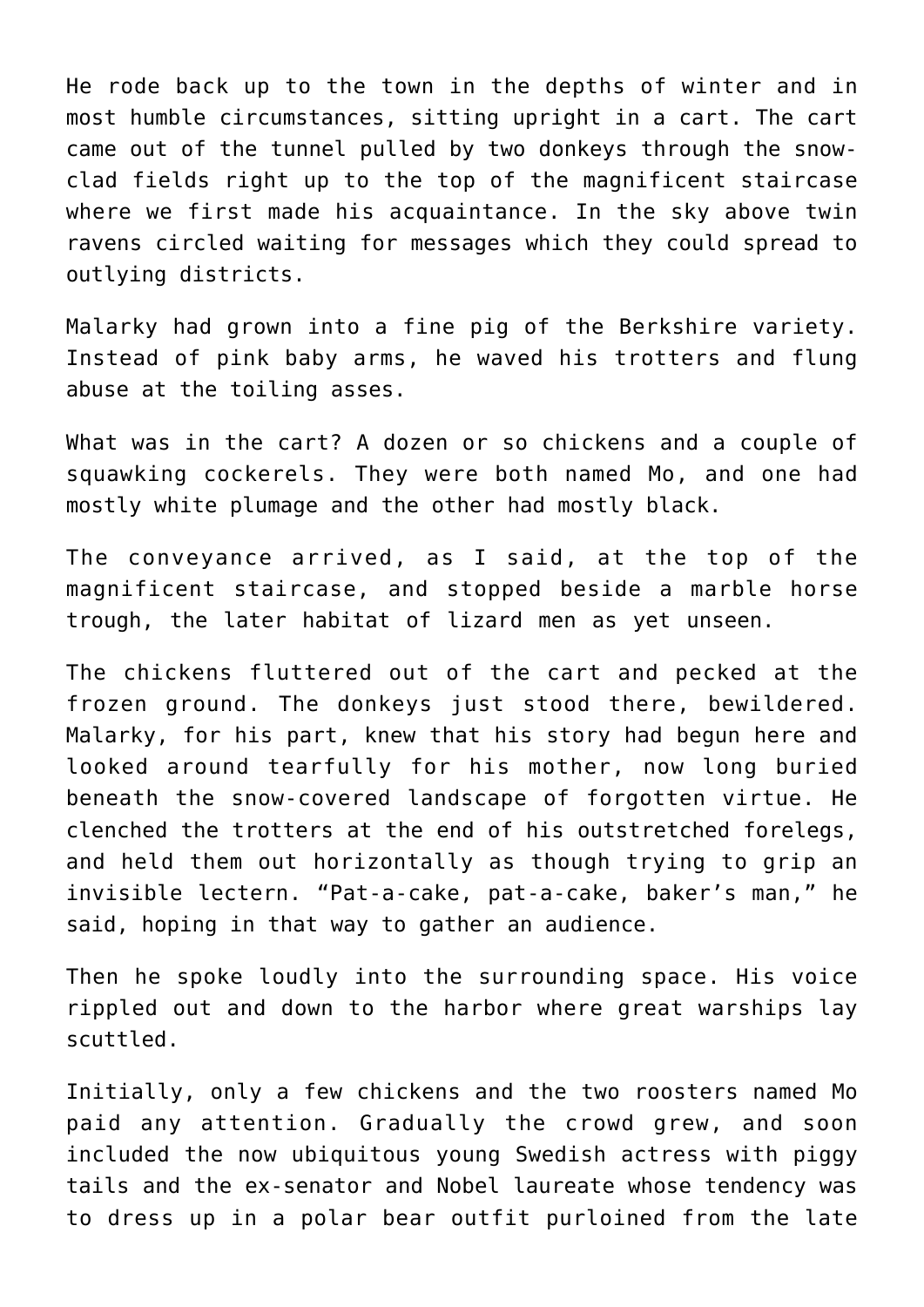He rode back up to the town in the depths of winter and in most humble circumstances, sitting upright in a cart. The cart came out of the tunnel pulled by two donkeys through the snow-clad fields right up to the top of the magnificent staircase where we first made his acquaintance. In the sky above twin ravens circled waiting for messages which they could spread to outlying districts.

Malarky had grown into a fine pig of the Berkshire variety. Instead of pink baby arms, he waved his trotters and flung abuse at the toiling asses.

What was in the cart? A dozen or so chickens and a couple of squawking cockerels. They were both named Mo, and one had mostly white plumage and the other had mostly black.

The conveyance arrived, as I said, at the top of the magnificent staircase, and stopped beside a marble horse trough, the later habitat of lizard men as yet unseen.

The chickens fluttered out of the cart and pecked at the frozen ground. The donkeys just stood there, bewildered. Malarky, for his part, knew that his story had begun here and looked around tearfully for his mother, now long buried beneath the snow-covered landscape of forgotten virtue. He clenched the trotters at the end of his outstretched forelegs, and held them out horizontally as though trying to grip an invisible lectern. "Pat-a-cake, pat-a-cake, baker's man," he said, hoping in that way to gather an audience.

Then he spoke loudly into the surrounding space. His voice rippled out and down to the harbor where great warships lay scuttled.

Initially, only a few chickens and the two roosters named Mo paid any attention. Gradually the crowd grew, and soon included the now ubiquitous young Swedish actress with piggy tails and the ex-senator and Nobel laureate whose tendency was to dress up in a polar bear outfit purloined from the late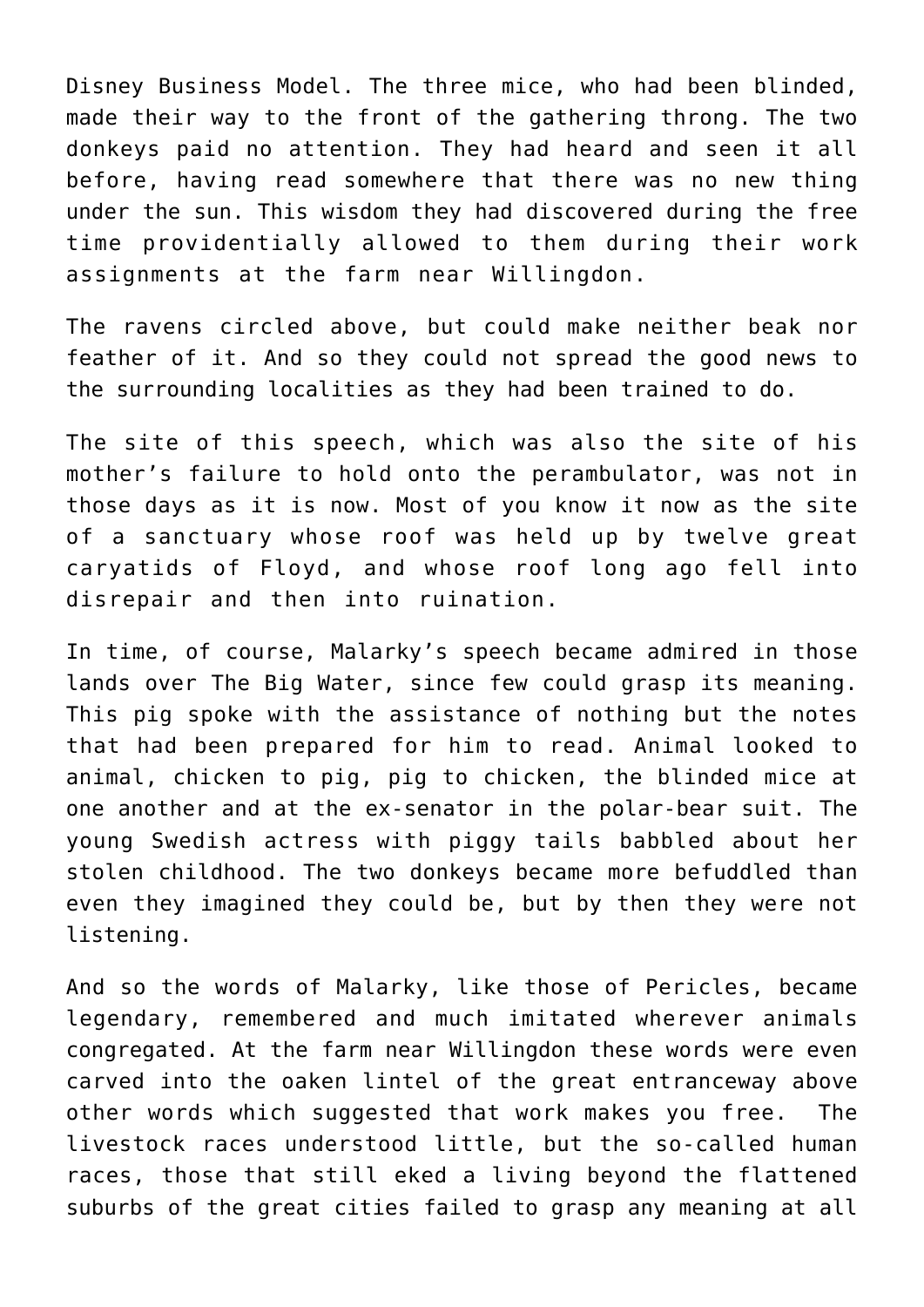Disney Business Model. The three mice, who had been blinded, made their way to the front of the gathering throng. The two donkeys paid no attention. They had heard and seen it all before, having read somewhere that there was no new thing under the sun. This wisdom they had discovered during the free time providentially allowed to them during their work assignments at the farm near Willingdon.

The ravens circled above, but could make neither beak nor feather of it. And so they could not spread the good news to the surrounding localities as they had been trained to do.

The site of this speech, which was also the site of his mother's failure to hold onto the perambulator, was not in those days as it is now. Most of you know it now as the site of a sanctuary whose roof was held up by twelve great caryatids of Floyd, and whose roof long ago fell into disrepair and then into ruination.

In time, of course, Malarky's speech became admired in those lands over The Big Water, since few could grasp its meaning. This pig spoke with the assistance of nothing but the notes that had been prepared for him to read. Animal looked to animal, chicken to pig, pig to chicken, the blinded mice at one another and at the ex-senator in the polar-bear suit. The young Swedish actress with piggy tails babbled about her stolen childhood. The two donkeys became more befuddled than even they imagined they could be, but by then they were not listening.

And so the words of Malarky, like those of Pericles, became legendary, remembered and much imitated wherever animals congregated. At the farm near Willingdon these words were even carved into the oaken lintel of the great entranceway above other words which suggested that work makes you free. The livestock races understood little, but the so-called human races, those that still eked a living beyond the flattened suburbs of the great cities failed to grasp any meaning at all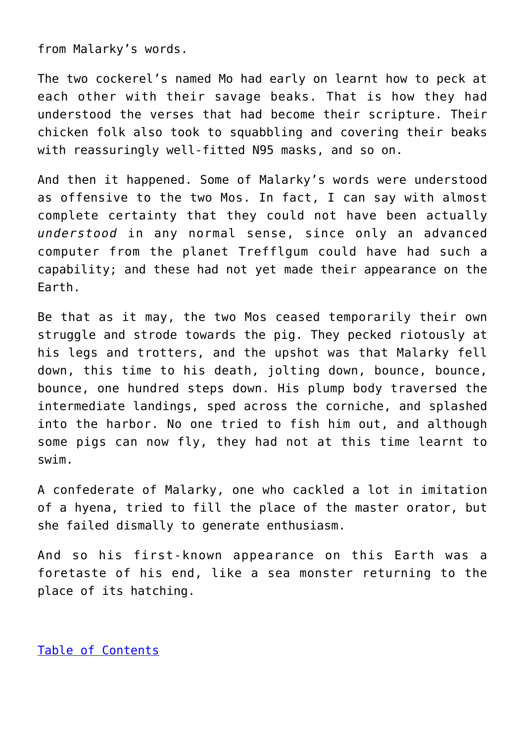from Malarky's words.

The two cockerel's named Mo had early on learnt how to peck at each other with their savage beaks. That is how they had understood the verses that had become their scripture. Their chicken folk also took to squabbling and covering their beaks with reassuringly well-fitted N95 masks, and so on.

And then it happened. Some of Malarky's words were understood as offensive to the two Mos. In fact, I can say with almost complete certainty that they could not have been actually *understood* in any normal sense, since only an advanced computer from the planet Trefflgum could have had such a capability; and these had not yet made their appearance on the Earth.

Be that as it may, the two Mos ceased temporarily their own struggle and strode towards the pig. They pecked riotously at his legs and trotters, and the upshot was that Malarky fell down, this time to his death, jolting down, bounce, bounce, bounce, one hundred steps down. His plump body traversed the intermediate landings, sped across the corniche, and splashed into the harbor. No one tried to fish him out, and although some pigs can now fly, they had not at this time learnt to swim.

A confederate of Malarky, one who cackled a lot in imitation of a hyena, tried to fill the place of the master orator, but she failed dismally to generate enthusiasm.

And so his first-known appearance on this Earth was a foretaste of his end, like a sea monster returning to the place of its hatching.

[Table of Contents]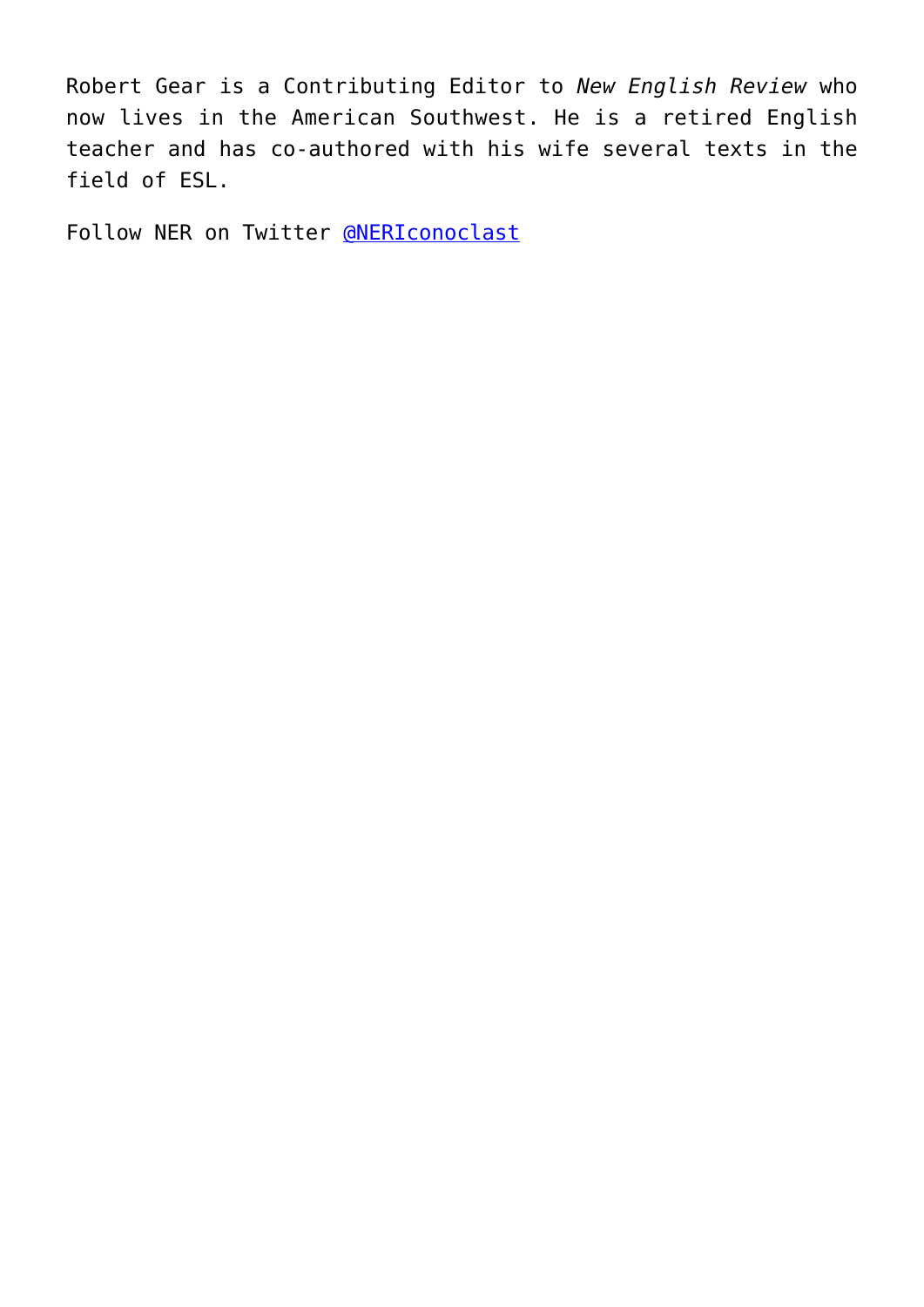Robert Gear is a Contributing Editor to *New English Review* who now lives in the American Southwest. He is a retired English teacher and has co-authored with his wife several texts in the field of ESL.

Follow NER on Twitter [@NERIconoclast]